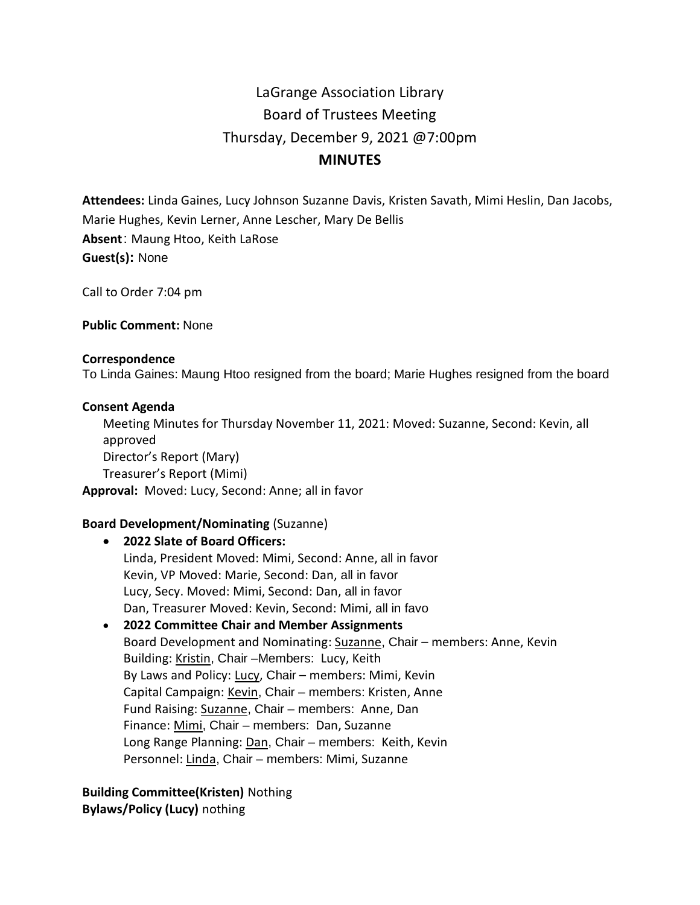# LaGrange Association Library
## Board of Trustees Meeting
### Thursday, December 9, 2021 @7:00pm
### MINUTES

**Attendees:** Linda Gaines, Lucy Johnson Suzanne Davis, Kristen Savath, Mimi Heslin, Dan Jacobs, Marie Hughes, Kevin Lerner, Anne Lescher, Mary De Bellis
**Absent**: Maung Htoo, Keith LaRose
**Guest(s):** None

Call to Order 7:04 pm

**Public Comment:** None

**Correspondence**
To Linda Gaines: Maung Htoo resigned from the board; Marie Hughes resigned from the board

**Consent Agenda**
Meeting Minutes for Thursday November 11, 2021: Moved: Suzanne, Second: Kevin, all approved
Director's Report (Mary)
Treasurer's Report (Mimi)
**Approval:** Moved: Lucy, Second: Anne; all in favor

**Board Development/Nominating** (Suzanne)

- **2022 Slate of Board Officers:**
  Linda, President Moved: Mimi, Second: Anne, all in favor
  Kevin, VP Moved: Marie, Second: Dan, all in favor
  Lucy, Secy. Moved: Mimi, Second: Dan, all in favor
  Dan, Treasurer Moved: Kevin, Second: Mimi, all in favo
- **2022 Committee Chair and Member Assignments**
  Board Development and Nominating: Suzanne, Chair – members: Anne, Kevin
  Building: Kristin, Chair –Members: Lucy, Keith
  By Laws and Policy: Lucy, Chair – members: Mimi, Kevin
  Capital Campaign: Kevin, Chair – members: Kristen, Anne
  Fund Raising: Suzanne, Chair – members: Anne, Dan
  Finance: Mimi, Chair – members: Dan, Suzanne
  Long Range Planning: Dan, Chair – members: Keith, Kevin
  Personnel: Linda, Chair – members: Mimi, Suzanne

**Building Committee(Kristen)** Nothing
**Bylaws/Policy (Lucy)** nothing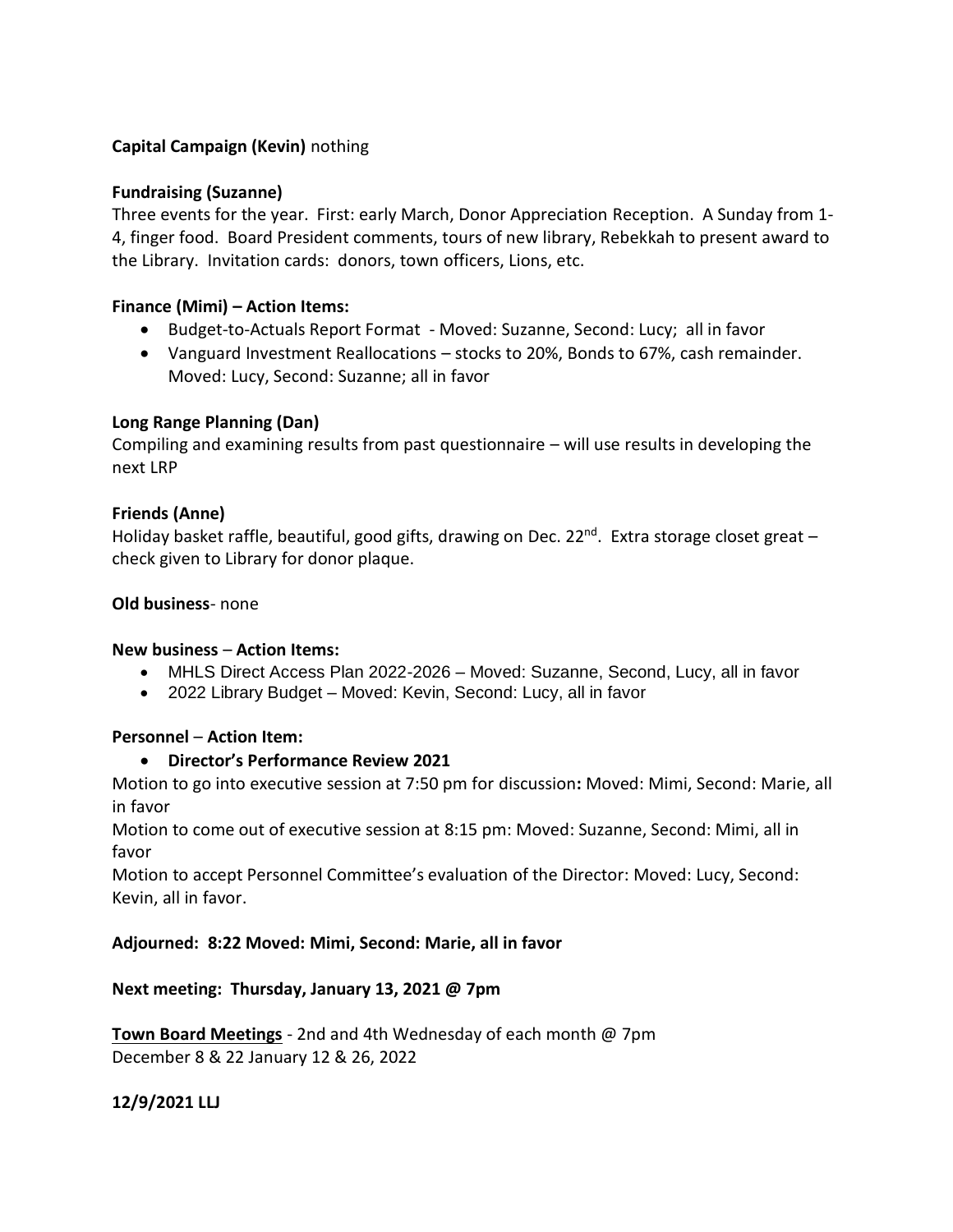**Capital Campaign (Kevin)** nothing

**Fundraising (Suzanne)**
Three events for the year. First: early March, Donor Appreciation Reception. A Sunday from 1-4, finger food. Board President comments, tours of new library, Rebekkah to present award to the Library. Invitation cards: donors, town officers, Lions, etc.

**Finance (Mimi) – Action Items:**

- Budget-to-Actuals Report Format - Moved: Suzanne, Second: Lucy; all in favor
- Vanguard Investment Reallocations – stocks to 20%, Bonds to 67%, cash remainder. Moved: Lucy, Second: Suzanne; all in favor

**Long Range Planning (Dan)**
Compiling and examining results from past questionnaire – will use results in developing the next LRP

**Friends (Anne)**
Holiday basket raffle, beautiful, good gifts, drawing on Dec. 22nd. Extra storage closet great – check given to Library for donor plaque.

**Old business**- none

**New business** – **Action Items:**

- MHLS Direct Access Plan 2022-2026 – Moved: Suzanne, Second, Lucy, all in favor
- 2022 Library Budget – Moved: Kevin, Second: Lucy, all in favor

**Personnel** – **Action Item:**

- **Director's Performance Review 2021**

Motion to go into executive session at 7:50 pm for discussion**:** Moved: Mimi, Second: Marie, all in favor

Motion to come out of executive session at 8:15 pm: Moved: Suzanne, Second: Mimi, all in favor

Motion to accept Personnel Committee's evaluation of the Director: Moved: Lucy, Second: Kevin, all in favor.

**Adjourned: 8:22 Moved: Mimi, Second: Marie, all in favor**

**Next meeting: Thursday, January 13, 2021 @ 7pm**

**<u>Town Board Meetings</u>** - 2nd and 4th Wednesday of each month @ 7pm
December 8 & 22 January 12 & 26, 2022

**12/9/2021 LLJ**